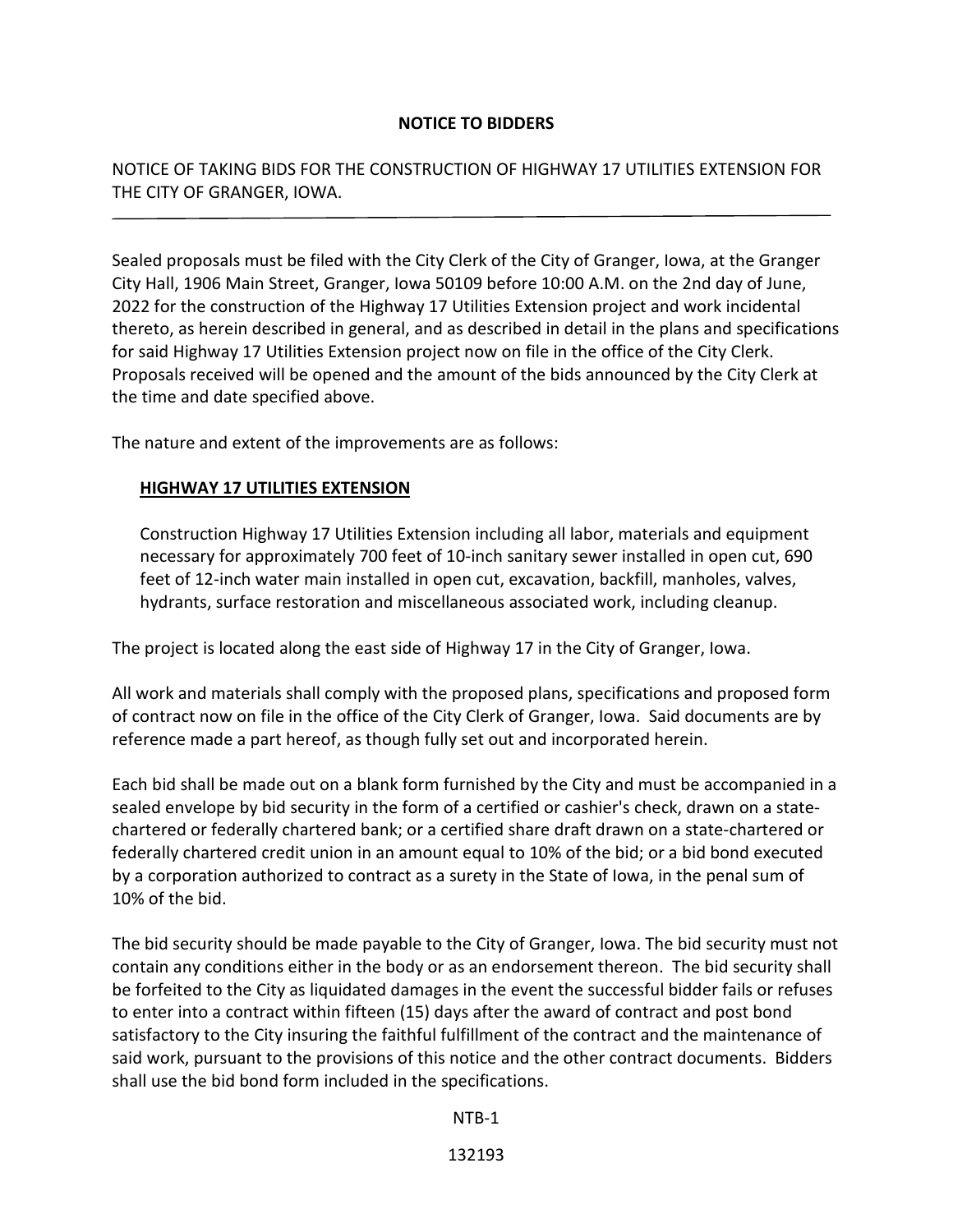# NOTICE TO BIDDERS

NOTICE OF TAKING BIDS FOR THE CONSTRUCTION OF HIGHWAY 17 UTILITIES EXTENSION FOR THE CITY OF GRANGER, IOWA.

---

Sealed proposals must be filed with the City Clerk of the City of Granger, Iowa, at the Granger City Hall, 1906 Main Street, Granger, Iowa 50109 before 10:00 A.M. on the 2nd day of June, 2022 for the construction of the Highway 17 Utilities Extension project and work incidental thereto, as herein described in general, and as described in detail in the plans and specifications for said Highway 17 Utilities Extension project now on file in the office of the City Clerk. Proposals received will be opened and the amount of the bids announced by the City Clerk at the time and date specified above.

The nature and extent of the improvements are as follows:

**HIGHWAY 17 UTILITIES EXTENSION**

Construction Highway 17 Utilities Extension including all labor, materials and equipment necessary for approximately 700 feet of 10-inch sanitary sewer installed in open cut, 690 feet of 12-inch water main installed in open cut, excavation, backfill, manholes, valves, hydrants, surface restoration and miscellaneous associated work, including cleanup.

The project is located along the east side of Highway 17 in the City of Granger, Iowa.

All work and materials shall comply with the proposed plans, specifications and proposed form of contract now on file in the office of the City Clerk of Granger, Iowa. Said documents are by reference made a part hereof, as though fully set out and incorporated herein.

Each bid shall be made out on a blank form furnished by the City and must be accompanied in a sealed envelope by bid security in the form of a certified or cashier's check, drawn on a state-chartered or federally chartered bank; or a certified share draft drawn on a state-chartered or federally chartered credit union in an amount equal to 10% of the bid; or a bid bond executed by a corporation authorized to contract as a surety in the State of Iowa, in the penal sum of 10% of the bid.

The bid security should be made payable to the City of Granger, Iowa. The bid security must not contain any conditions either in the body or as an endorsement thereon. The bid security shall be forfeited to the City as liquidated damages in the event the successful bidder fails or refuses to enter into a contract within fifteen (15) days after the award of contract and post bond satisfactory to the City insuring the faithful fulfillment of the contract and the maintenance of said work, pursuant to the provisions of this notice and the other contract documents. Bidders shall use the bid bond form included in the specifications.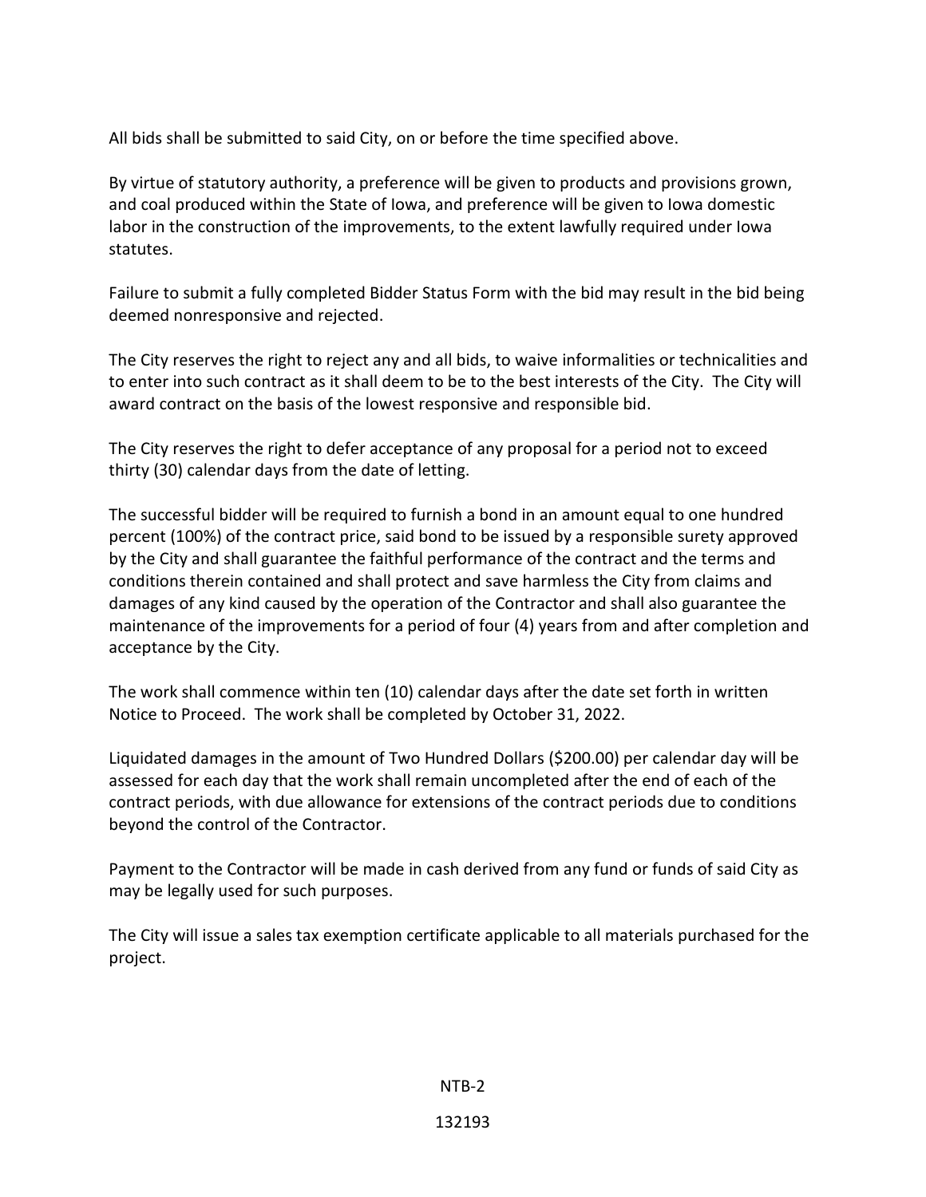All bids shall be submitted to said City, on or before the time specified above.

By virtue of statutory authority, a preference will be given to products and provisions grown, and coal produced within the State of Iowa, and preference will be given to Iowa domestic labor in the construction of the improvements, to the extent lawfully required under Iowa statutes.

Failure to submit a fully completed Bidder Status Form with the bid may result in the bid being deemed nonresponsive and rejected.

The City reserves the right to reject any and all bids, to waive informalities or technicalities and to enter into such contract as it shall deem to be to the best interests of the City. The City will award contract on the basis of the lowest responsive and responsible bid.

The City reserves the right to defer acceptance of any proposal for a period not to exceed thirty (30) calendar days from the date of letting.

The successful bidder will be required to furnish a bond in an amount equal to one hundred percent (100%) of the contract price, said bond to be issued by a responsible surety approved by the City and shall guarantee the faithful performance of the contract and the terms and conditions therein contained and shall protect and save harmless the City from claims and damages of any kind caused by the operation of the Contractor and shall also guarantee the maintenance of the improvements for a period of four (4) years from and after completion and acceptance by the City.

The work shall commence within ten (10) calendar days after the date set forth in written Notice to Proceed. The work shall be completed by October 31, 2022.

Liquidated damages in the amount of Two Hundred Dollars ($200.00) per calendar day will be assessed for each day that the work shall remain uncompleted after the end of each of the contract periods, with due allowance for extensions of the contract periods due to conditions beyond the control of the Contractor.

Payment to the Contractor will be made in cash derived from any fund or funds of said City as may be legally used for such purposes.

The City will issue a sales tax exemption certificate applicable to all materials purchased for the project.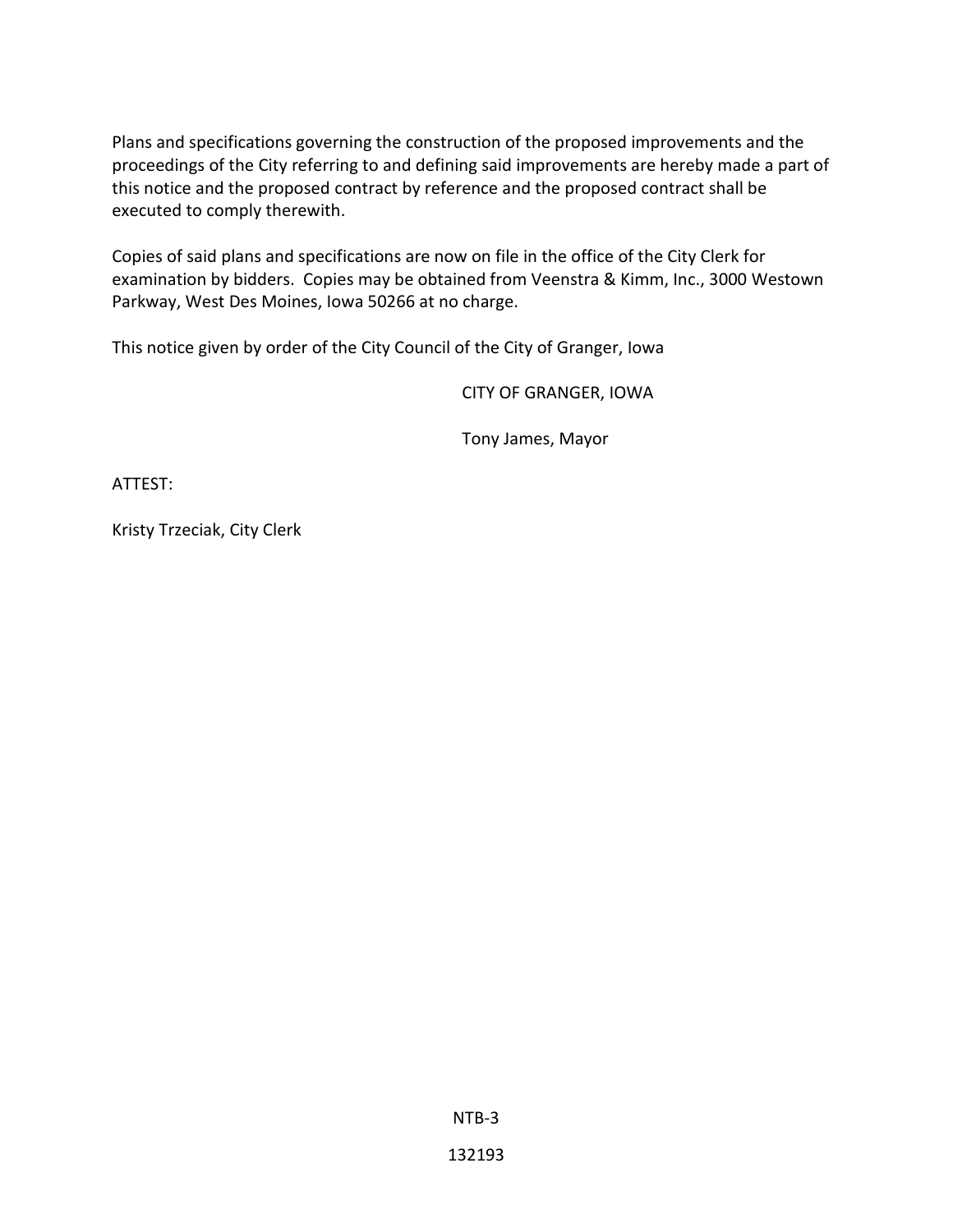Plans and specifications governing the construction of the proposed improvements and the proceedings of the City referring to and defining said improvements are hereby made a part of this notice and the proposed contract by reference and the proposed contract shall be executed to comply therewith.

Copies of said plans and specifications are now on file in the office of the City Clerk for examination by bidders. Copies may be obtained from Veenstra & Kimm, Inc., 3000 Westown Parkway, West Des Moines, Iowa 50266 at no charge.

This notice given by order of the City Council of the City of Granger, Iowa

CITY OF GRANGER, IOWA

Tony James, Mayor

ATTEST:

Kristy Trzeciak, City Clerk